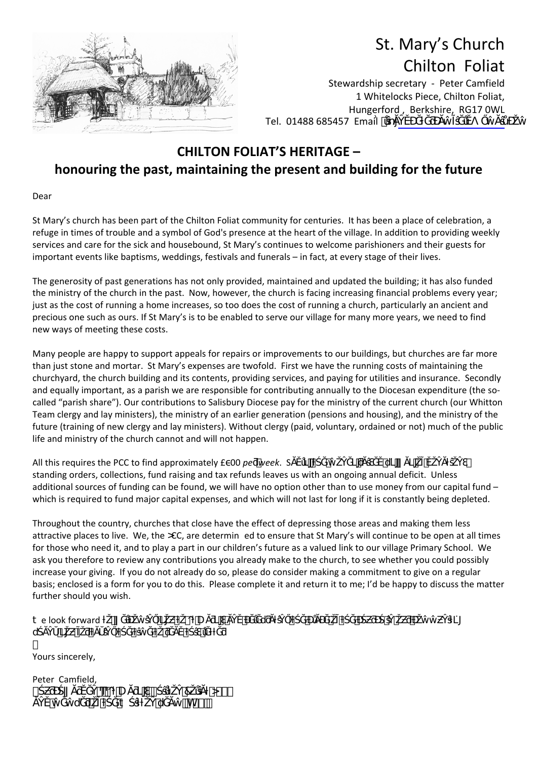# St. Mary's Church
# Chilton Foliat

Stewardship secretary - Peter Camfield
1 Whitelocks Piece, Chilton Foliat,
Hungerford , Berkshire, RG17 0WL
Tel. 01488 685457 Email:

## CHILTON FOLIAT'S HERITAGE –
## honouring the past, maintaining the present and building for the future

Dear

St Mary's church has been part of the Chilton Foliat community for centuries. It has been a place of celebration, a refuge in times of trouble and a symbol of God's presence at the heart of the village. In addition to providing weekly services and care for the sick and housebound, St Mary's continues to welcome parishioners and their guests for important events like baptisms, weddings, festivals and funerals – in fact, at every stage of their lives.

The generosity of past generations has not only provided, maintained and updated the building; it has also funded the ministry of the church in the past. Now, however, the church is facing increasing financial problems every year; just as the cost of running a home increases, so too does the cost of running a church, particularly an ancient and precious one such as ours. If St Mary's is to be enabled to serve our village for many more years, we need to find new ways of meeting these costs.

Many people are happy to support appeals for repairs or improvements to our buildings, but churches are far more than just stone and mortar. St Mary's expenses are twofold. First we have the running costs of maintaining the churchyard, the church building and its contents, providing services, and paying for utilities and insurance. Secondly and equally important, as a parish we are responsible for contributing annually to the Diocesan expenditure (the so-called "parish share"). Our contributions to Salisbury Diocese pay for the ministry of the current church (our Whitton Team clergy and lay ministers), the ministry of an earlier generation (pensions and housing), and the ministry of the future (training of new clergy and lay ministers). Without clergy (paid, voluntary, ordained or not) much of the public life and ministry of the church cannot and will not happen.

All this requires the PCC to find approximately £600 *per week*. standing orders, collections, fund raising and tax refunds leaves us with an ongoing annual deficit. Unless additional sources of funding can be found, we will have no option other than to use money from our capital fund – which is required to fund major capital expenses, and which will not last for long if it is constantly being depleted.

Throughout the country, churches that close have the effect of depressing those areas and making them less attractive places to live. We, the PCC, are determin ed to ensure that St Mary's will continue to be open at all times for those who need it, and to play a part in our children's future as a valued link to our village Primary School. We ask you therefore to review any contributions you already make to the church, to see whether you could possibly increase your giving. If you do not already do so, please do consider making a commitment to give on a regular basis; enclosed is a form for you to do this. Please complete it and return it to me; I'd be happy to discuss the matter further should you wish.

We look forward

Yours sincerely,

Peter Camfield,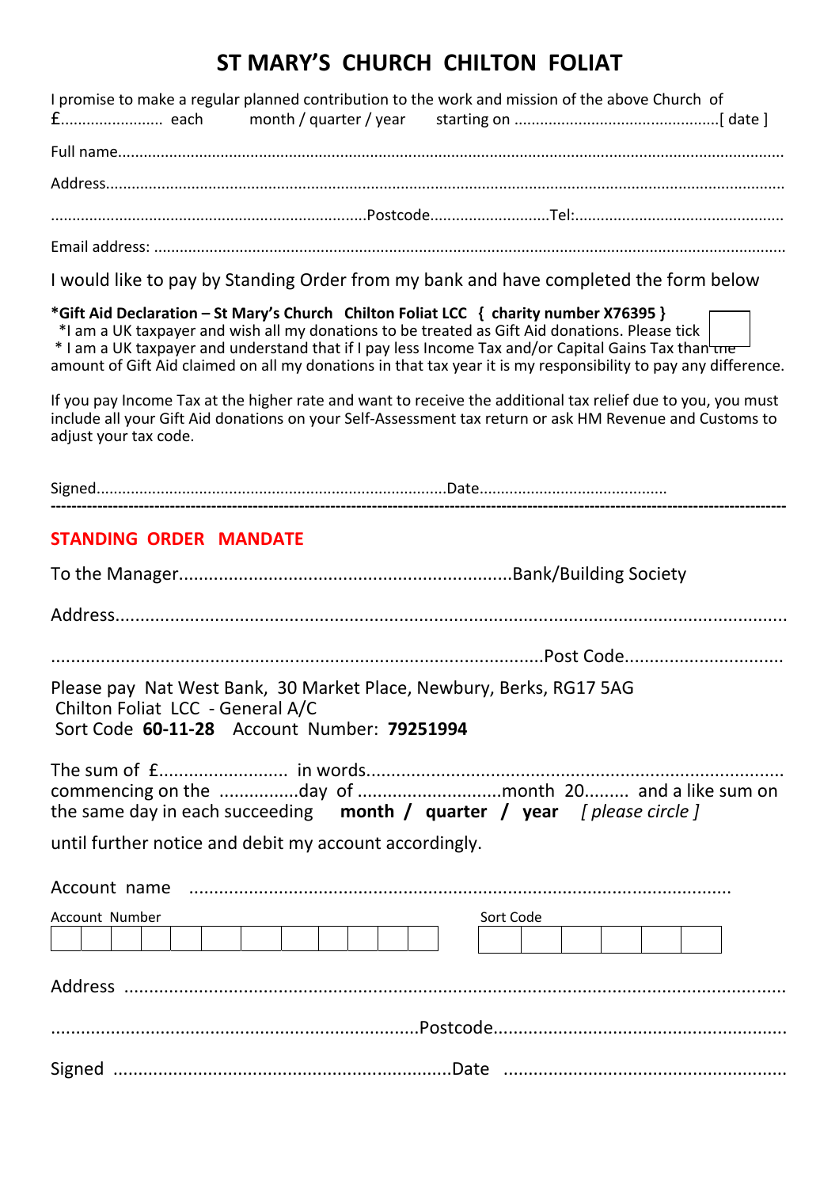# ST MARY'S CHURCH CHILTON FOLIAT

I promise to make a regular planned contribution to the work and mission of the above Church of £........................ each month / quarter / year starting on ................................................[ date ]

Full name..........................................................................................................................................................

Address.............................................................................................................................................................

.........................................................................Postcode...........................Tel:.................................................

Email address: ..................................................................................................................................................

I would like to pay by Standing Order from my bank and have completed the form below

**\*Gift Aid Declaration – St Mary's Church Chilton Foliat LCC { charity number X76395 }**

\*I am a UK taxpayer and wish all my donations to be treated as Gift Aid donations. Please tick ☐

\* I am a UK taxpayer and understand that if I pay less Income Tax and/or Capital Gains Tax than the amount of Gift Aid claimed on all my donations in that tax year it is my responsibility to pay any difference.

If you pay Income Tax at the higher rate and want to receive the additional tax relief due to you, you must include all your Gift Aid donations on your Self-Assessment tax return or ask HM Revenue and Customs to adjust your tax code.

Signed...............................................................................Date...........................................

---

## STANDING ORDER MANDATE

To the Manager...................................................................Bank/Building Society

Address.............................................................................................................................................

..............................................................................................Post Code...............................

Please pay Nat West Bank, 30 Market Place, Newbury, Berks, RG17 5AG
Chilton Foliat LCC - General A/C
Sort Code **60-11-28** Account Number: **79251994**

The sum of £......................... in words...................................................................................
commencing on the ................day of ............................month 20......... and a like sum on the same day in each succeeding **month / quarter / year** *[ please circle ]*

until further notice and debit my account accordingly.

Account name .............................................................................................................

Account Number

| | | | | | | | | | | | | |
|---|---|---|---|---|---|---|---|---|---|---|---|---|
| | | | | | | | | | | | | |

Sort Code

| | | | | | |
|---|---|---|---|---|---|
| | | | | | |

Address ..........................................................................................................................

.........................................................................Postcode..........................................................

Signed ..................................................................Date ........................................................